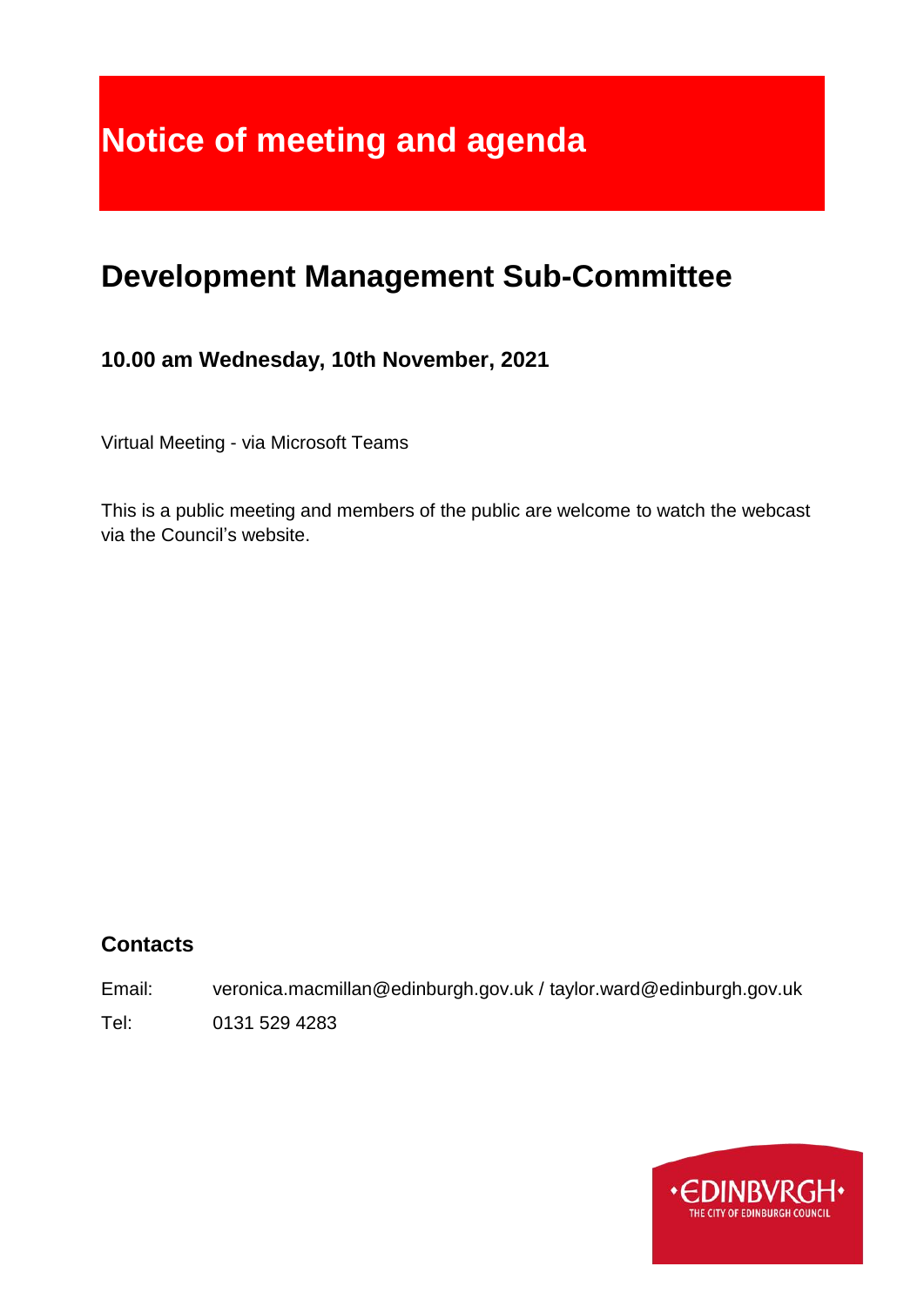# Notice of meeting and agenda

## Development Management Sub-Committee

### 10.00 am Wednesday, 10th November, 2021

Virtual Meeting - via Microsoft Teams

This is a public meeting and members of the public are welcome to watch the webcast via the Council's website.

### Contacts

Email: veronica.macmillan@edinburgh.gov.uk / taylor.ward@edinburgh.gov.uk

Tel: 0131 529 4283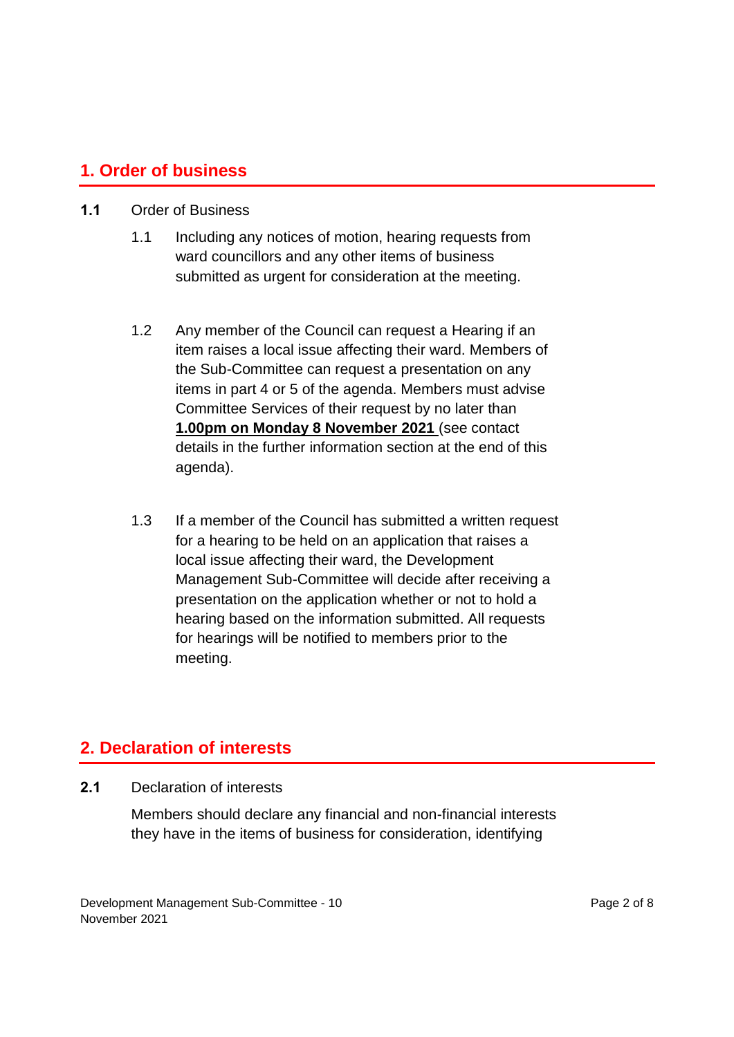## 1. Order of business

**1.1** Order of Business

1.1 Including any notices of motion, hearing requests from ward councillors and any other items of business submitted as urgent for consideration at the meeting.

1.2 Any member of the Council can request a Hearing if an item raises a local issue affecting their ward. Members of the Sub-Committee can request a presentation on any items in part 4 or 5 of the agenda. Members must advise Committee Services of their request by no later than **1.00pm on Monday 8 November 2021** (see contact details in the further information section at the end of this agenda).

1.3 If a member of the Council has submitted a written request for a hearing to be held on an application that raises a local issue affecting their ward, the Development Management Sub-Committee will decide after receiving a presentation on the application whether or not to hold a hearing based on the information submitted. All requests for hearings will be notified to members prior to the meeting.

## 2. Declaration of interests

**2.1** Declaration of interests

Members should declare any financial and non-financial interests they have in the items of business for consideration, identifying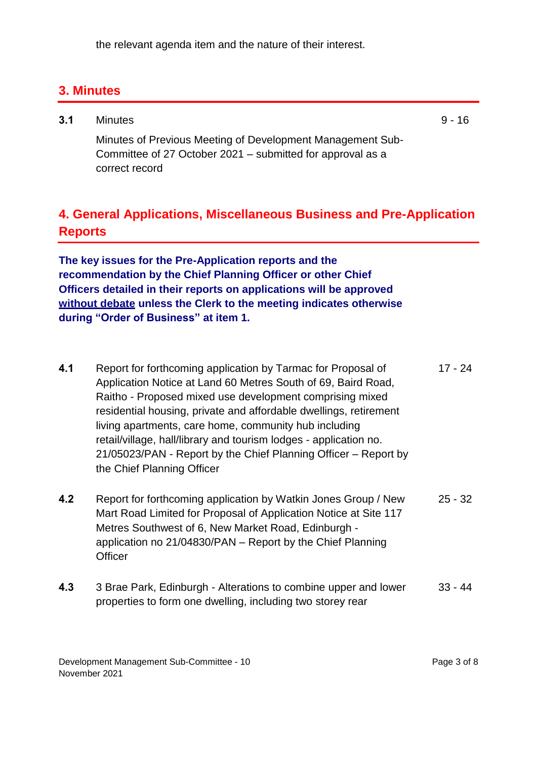the relevant agenda item and the nature of their interest.

## 3. Minutes

**3.1** Minutes — 9 - 16

Minutes of Previous Meeting of Development Management Sub-Committee of 27 October 2021 – submitted for approval as a correct record

## 4. General Applications, Miscellaneous Business and Pre-Application Reports

**The key issues for the Pre-Application reports and the recommendation by the Chief Planning Officer or other Chief Officers detailed in their reports on applications will be approved <u>without debate</u> unless the Clerk to the meeting indicates otherwise during "Order of Business" at item 1.**

**4.1** Report for forthcoming application by Tarmac for Proposal of Application Notice at Land 60 Metres South of 69, Baird Road, Raitho - Proposed mixed use development comprising mixed residential housing, private and affordable dwellings, retirement living apartments, care home, community hub including retail/village, hall/library and tourism lodges - application no. 21/05023/PAN - Report by the Chief Planning Officer – Report by the Chief Planning Officer — 17 - 24

**4.2** Report for forthcoming application by Watkin Jones Group / New Mart Road Limited for Proposal of Application Notice at Site 117 Metres Southwest of 6, New Market Road, Edinburgh - application no 21/04830/PAN – Report by the Chief Planning Officer — 25 - 32

**4.3** 3 Brae Park, Edinburgh - Alterations to combine upper and lower properties to form one dwelling, including two storey rear — 33 - 44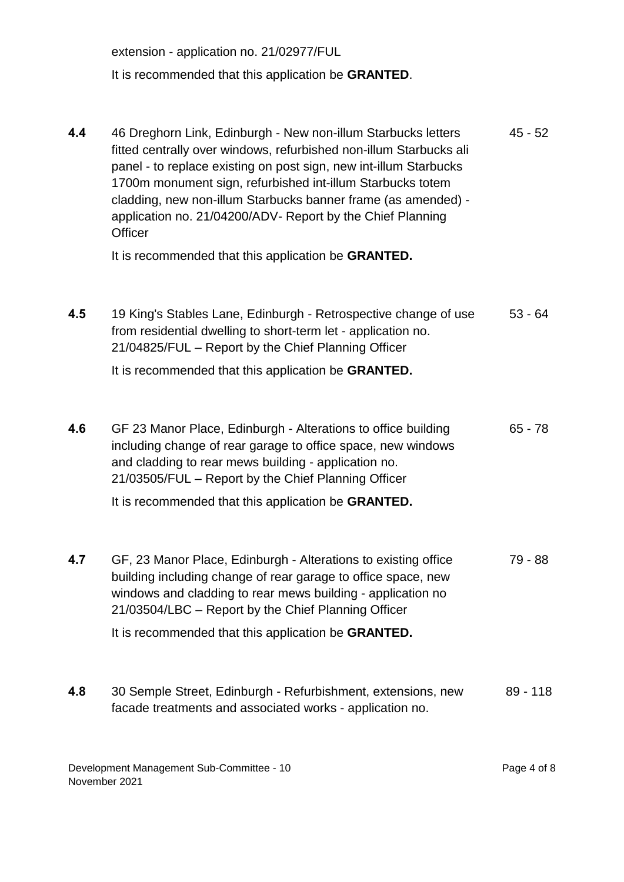extension - application no. 21/02977/FUL

It is recommended that this application be **GRANTED**.

| | | |
|---|---|---|
| **4.4** | 46 Dreghorn Link, Edinburgh - New non-illum Starbucks letters fitted centrally over windows, refurbished non-illum Starbucks ali panel - to replace existing on post sign, new int-illum Starbucks 1700m monument sign, refurbished int-illum Starbucks totem cladding, new non-illum Starbucks banner frame (as amended) - application no. 21/04200/ADV- Report by the Chief Planning Officer<br><br>It is recommended that this application be **GRANTED.** | 45 - 52 |
| **4.5** | 19 King's Stables Lane, Edinburgh - Retrospective change of use from residential dwelling to short-term let - application no. 21/04825/FUL – Report by the Chief Planning Officer<br><br>It is recommended that this application be **GRANTED.** | 53 - 64 |
| **4.6** | GF 23 Manor Place, Edinburgh - Alterations to office building including change of rear garage to office space, new windows and cladding to rear mews building - application no. 21/03505/FUL – Report by the Chief Planning Officer<br><br>It is recommended that this application be **GRANTED.** | 65 - 78 |
| **4.7** | GF, 23 Manor Place, Edinburgh - Alterations to existing office building including change of rear garage to office space, new windows and cladding to rear mews building - application no 21/03504/LBC – Report by the Chief Planning Officer<br><br>It is recommended that this application be **GRANTED.** | 79 - 88 |
| **4.8** | 30 Semple Street, Edinburgh - Refurbishment, extensions, new facade treatments and associated works - application no. | 89 - 118 |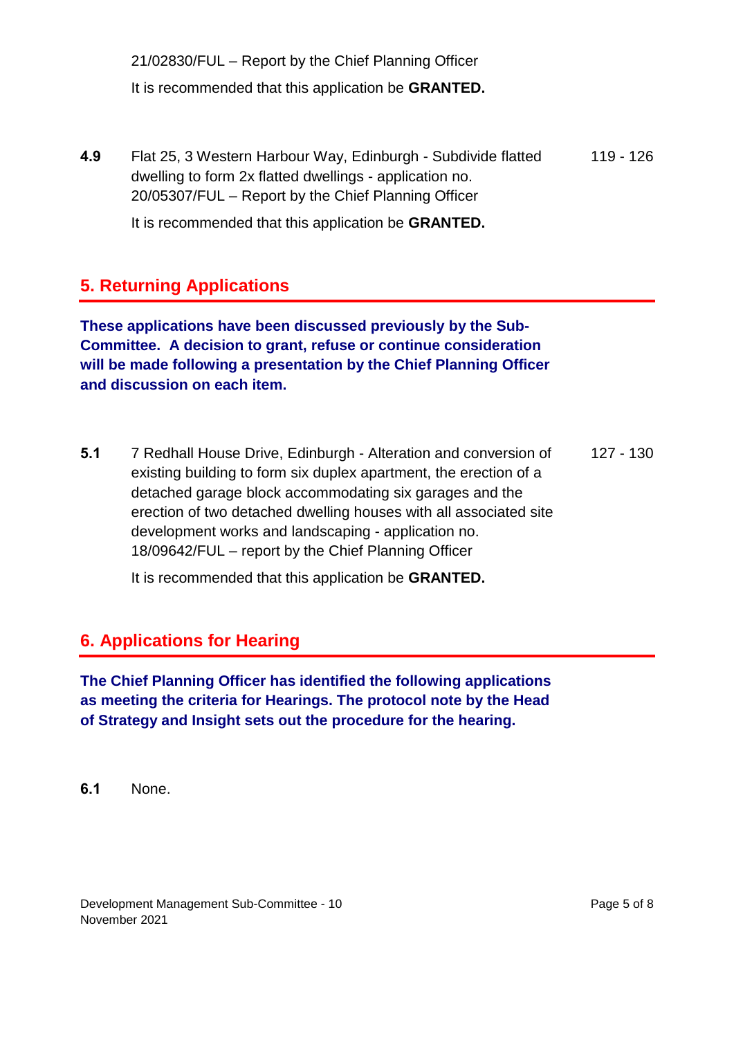21/02830/FUL – Report by the Chief Planning Officer

It is recommended that this application be **GRANTED.**

**4.9** Flat 25, 3 Western Harbour Way, Edinburgh - Subdivide flatted dwelling to form 2x flatted dwellings - application no. 20/05307/FUL – Report by the Chief Planning Officer — 119 - 126

It is recommended that this application be **GRANTED.**

## 5. Returning Applications

**These applications have been discussed previously by the Sub-Committee. A decision to grant, refuse or continue consideration will be made following a presentation by the Chief Planning Officer and discussion on each item.**

**5.1** 7 Redhall House Drive, Edinburgh - Alteration and conversion of existing building to form six duplex apartment, the erection of a detached garage block accommodating six garages and the erection of two detached dwelling houses with all associated site development works and landscaping - application no. 18/09642/FUL – report by the Chief Planning Officer — 127 - 130

It is recommended that this application be **GRANTED.**

## 6. Applications for Hearing

**The Chief Planning Officer has identified the following applications as meeting the criteria for Hearings. The protocol note by the Head of Strategy and Insight sets out the procedure for the hearing.**

**6.1** None.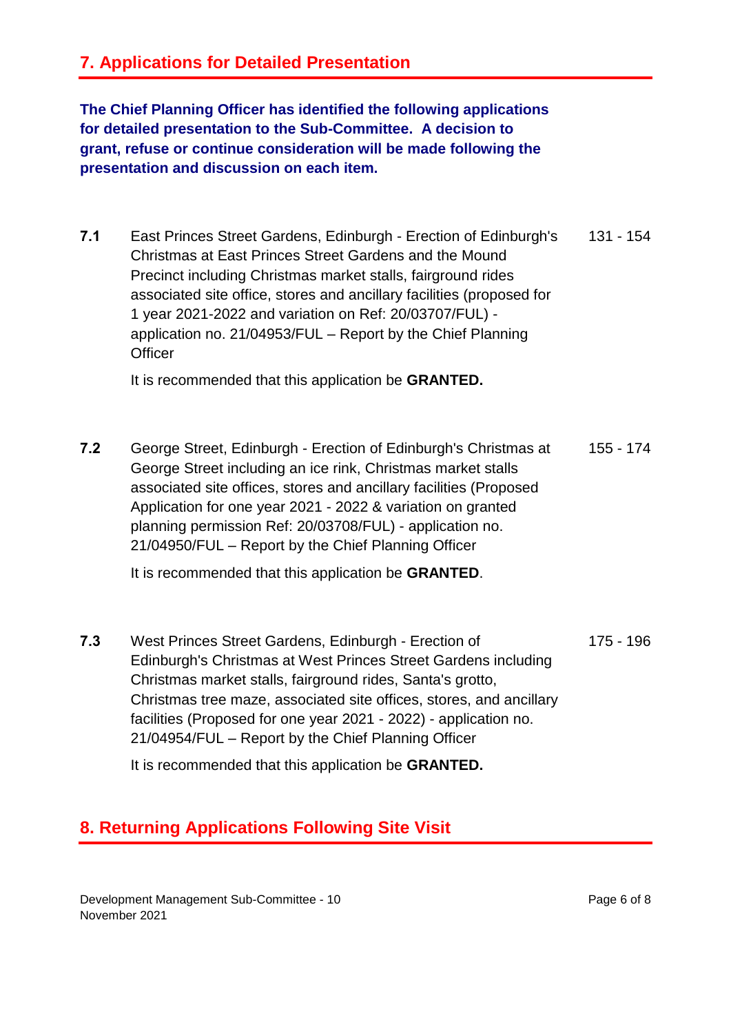## 7. Applications for Detailed Presentation

**The Chief Planning Officer has identified the following applications for detailed presentation to the Sub-Committee. A decision to grant, refuse or continue consideration will be made following the presentation and discussion on each item.**

**7.1** East Princes Street Gardens, Edinburgh - Erection of Edinburgh's Christmas at East Princes Street Gardens and the Mound Precinct including Christmas market stalls, fairground rides associated site office, stores and ancillary facilities (proposed for 1 year 2021-2022 and variation on Ref: 20/03707/FUL) - application no. 21/04953/FUL – Report by the Chief Planning Officer — 131 - 154

It is recommended that this application be **GRANTED.**

**7.2** George Street, Edinburgh - Erection of Edinburgh's Christmas at George Street including an ice rink, Christmas market stalls associated site offices, stores and ancillary facilities (Proposed Application for one year 2021 - 2022 & variation on granted planning permission Ref: 20/03708/FUL) - application no. 21/04950/FUL – Report by the Chief Planning Officer — 155 - 174

It is recommended that this application be **GRANTED**.

**7.3** West Princes Street Gardens, Edinburgh - Erection of Edinburgh's Christmas at West Princes Street Gardens including Christmas market stalls, fairground rides, Santa's grotto, Christmas tree maze, associated site offices, stores, and ancillary facilities (Proposed for one year 2021 - 2022) - application no. 21/04954/FUL – Report by the Chief Planning Officer — 175 - 196

It is recommended that this application be **GRANTED.**

## 8. Returning Applications Following Site Visit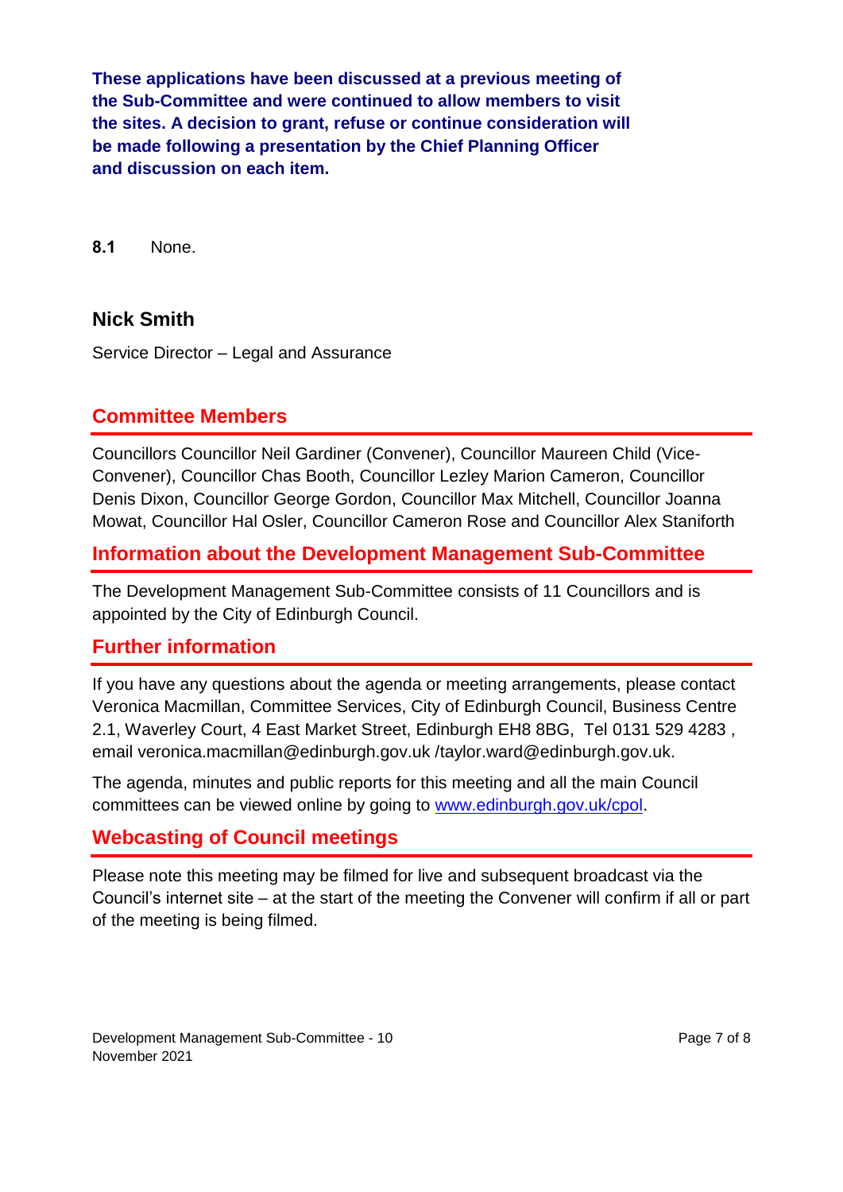**These applications have been discussed at a previous meeting of the Sub-Committee and were continued to allow members to visit the sites. A decision to grant, refuse or continue consideration will be made following a presentation by the Chief Planning Officer and discussion on each item.**

**8.1** None.

### Nick Smith

Service Director – Legal and Assurance

## Committee Members

Councillors Councillor Neil Gardiner (Convener), Councillor Maureen Child (Vice-Convener), Councillor Chas Booth, Councillor Lezley Marion Cameron, Councillor Denis Dixon, Councillor George Gordon, Councillor Max Mitchell, Councillor Joanna Mowat, Councillor Hal Osler, Councillor Cameron Rose and Councillor Alex Staniforth

## Information about the Development Management Sub-Committee

The Development Management Sub-Committee consists of 11 Councillors and is appointed by the City of Edinburgh Council.

## Further information

If you have any questions about the agenda or meeting arrangements, please contact Veronica Macmillan, Committee Services, City of Edinburgh Council, Business Centre 2.1, Waverley Court, 4 East Market Street, Edinburgh EH8 8BG, Tel 0131 529 4283 , email veronica.macmillan@edinburgh.gov.uk /taylor.ward@edinburgh.gov.uk.

The agenda, minutes and public reports for this meeting and all the main Council committees can be viewed online by going to [www.edinburgh.gov.uk/cpol](http://www.edinburgh.gov.uk/cpol).

## Webcasting of Council meetings

Please note this meeting may be filmed for live and subsequent broadcast via the Council's internet site – at the start of the meeting the Convener will confirm if all or part of the meeting is being filmed.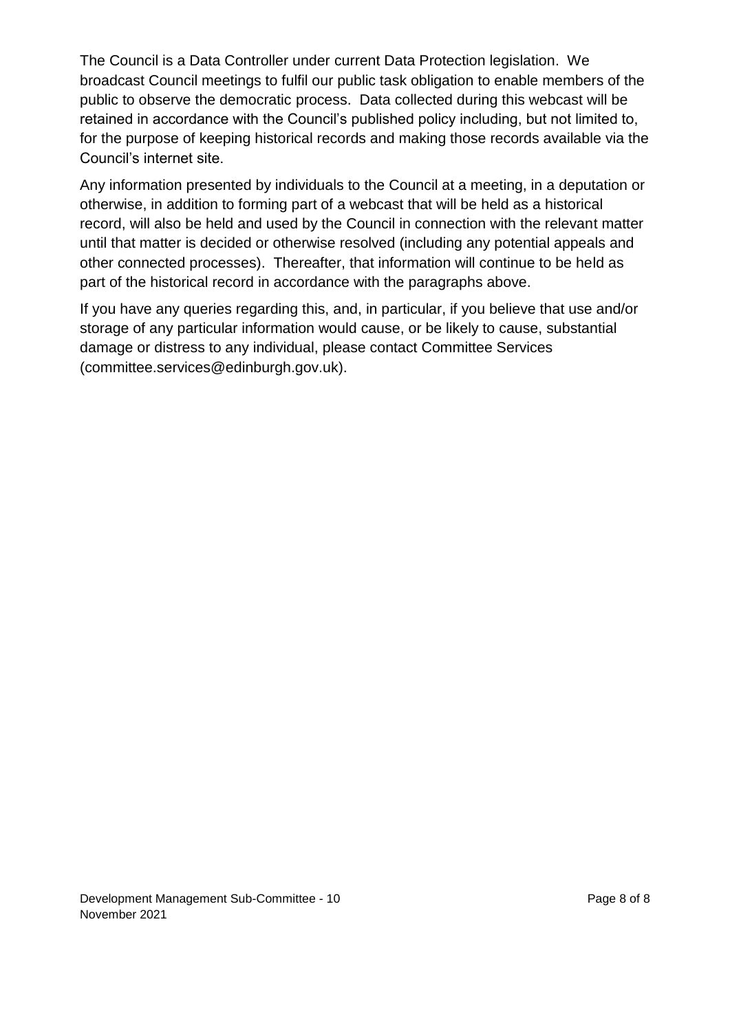The Council is a Data Controller under current Data Protection legislation. We broadcast Council meetings to fulfil our public task obligation to enable members of the public to observe the democratic process. Data collected during this webcast will be retained in accordance with the Council's published policy including, but not limited to, for the purpose of keeping historical records and making those records available via the Council's internet site.

Any information presented by individuals to the Council at a meeting, in a deputation or otherwise, in addition to forming part of a webcast that will be held as a historical record, will also be held and used by the Council in connection with the relevant matter until that matter is decided or otherwise resolved (including any potential appeals and other connected processes). Thereafter, that information will continue to be held as part of the historical record in accordance with the paragraphs above.

If you have any queries regarding this, and, in particular, if you believe that use and/or storage of any particular information would cause, or be likely to cause, substantial damage or distress to any individual, please contact Committee Services (committee.services@edinburgh.gov.uk).